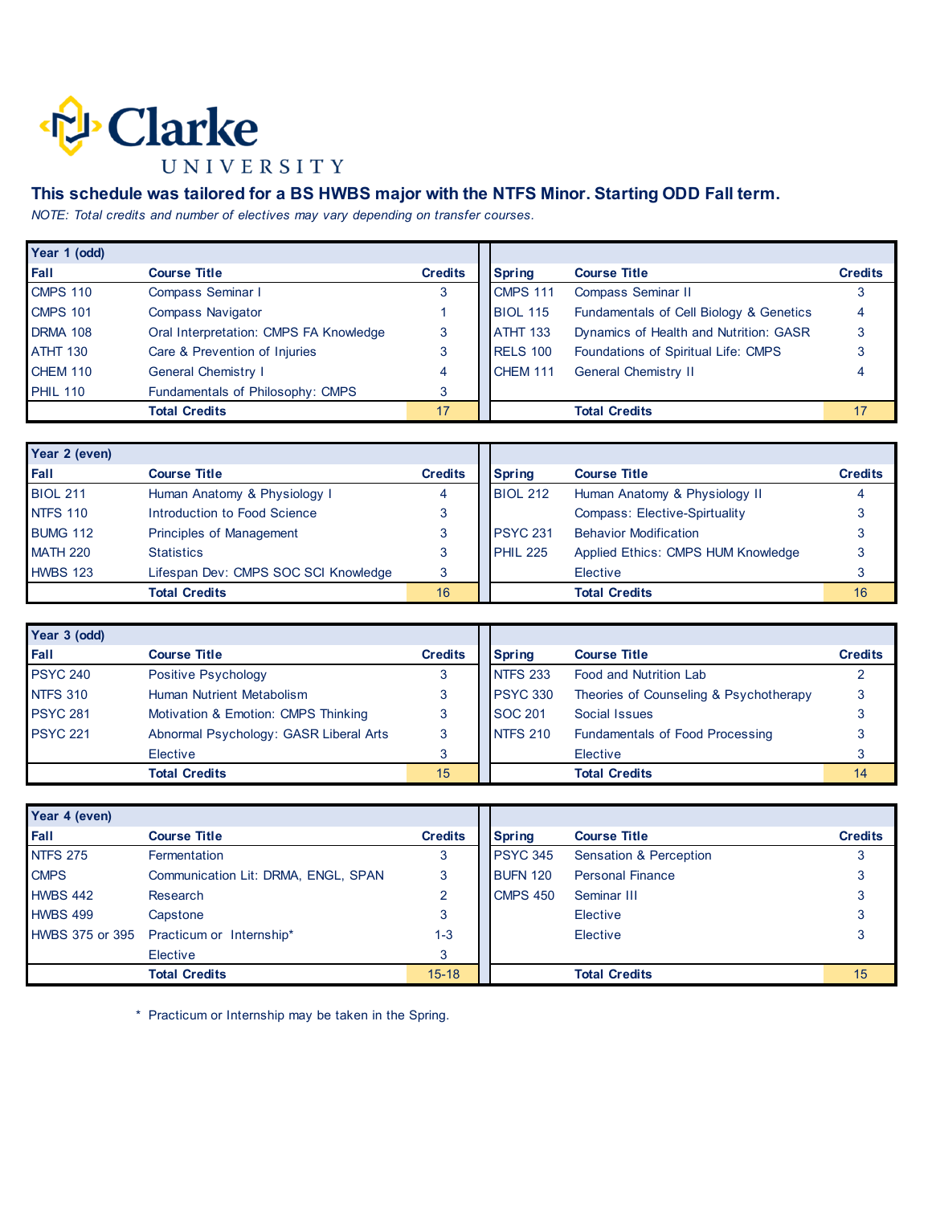# Clarke UNIVERSITY

**This schedule was tailored for a BS HWBS major with the NTFS Minor. Starting ODD Fall term.**

*NOTE: Total credits and number of electives may vary depending on transfer courses.*

| Year 1 (odd) | | | | | |
|---|---|---|---|---|---|
| **Fall** | **Course Title** | **Credits** | **Spring** | **Course Title** | **Credits** |
| CMPS 110 | Compass Seminar I | 3 | CMPS 111 | Compass Seminar II | 3 |
| CMPS 101 | Compass Navigator | 1 | BIOL 115 | Fundamentals of Cell Biology & Genetics | 4 |
| DRMA 108 | Oral Interpretation: CMPS FA Knowledge | 3 | ATHT 133 | Dynamics of Health and Nutrition: GASR | 3 |
| ATHT 130 | Care & Prevention of Injuries | 3 | RELS 100 | Foundations of Spiritual Life: CMPS | 3 |
| CHEM 110 | General Chemistry I | 4 | CHEM 111 | General Chemistry II | 4 |
| PHIL 110 | Fundamentals of Philosophy: CMPS | 3 | | | |
| | **Total Credits** | 17 | | **Total Credits** | 17 |

| Year 2 (even) | | | | | |
|---|---|---|---|---|---|
| **Fall** | **Course Title** | **Credits** | **Spring** | **Course Title** | **Credits** |
| BIOL 211 | Human Anatomy & Physiology I | 4 | BIOL 212 | Human Anatomy & Physiology II | 4 |
| NTFS 110 | Introduction to Food Science | 3 | | Compass: Elective-Spirtuality | 3 |
| BUMG 112 | Principles of Management | 3 | PSYC 231 | Behavior Modification | 3 |
| MATH 220 | Statistics | 3 | PHIL 225 | Applied Ethics: CMPS HUM Knowledge | 3 |
| HWBS 123 | Lifespan Dev: CMPS SOC SCI Knowledge | 3 | | Elective | 3 |
| | **Total Credits** | 16 | | **Total Credits** | 16 |

| Year 3 (odd) | | | | | |
|---|---|---|---|---|---|
| **Fall** | **Course Title** | **Credits** | **Spring** | **Course Title** | **Credits** |
| PSYC 240 | Positive Psychology | 3 | NTFS 233 | Food and Nutrition Lab | 2 |
| NTFS 310 | Human Nutrient Metabolism | 3 | PSYC 330 | Theories of Counseling & Psychotherapy | 3 |
| PSYC 281 | Motivation & Emotion: CMPS Thinking | 3 | SOC 201 | Social Issues | 3 |
| PSYC 221 | Abnormal Psychology: GASR Liberal Arts | 3 | NTFS 210 | Fundamentals of Food Processing | 3 |
| | Elective | 3 | | Elective | 3 |
| | **Total Credits** | 15 | | **Total Credits** | 14 |

| Year 4 (even) | | | | | |
|---|---|---|---|---|---|
| **Fall** | **Course Title** | **Credits** | **Spring** | **Course Title** | **Credits** |
| NTFS 275 | Fermentation | 3 | PSYC 345 | Sensation & Perception | 3 |
| CMPS | Communication Lit: DRMA, ENGL, SPAN | 3 | BUFN 120 | Personal Finance | 3 |
| HWBS 442 | Research | 2 | CMPS 450 | Seminar III | 3 |
| HWBS 499 | Capstone | 3 | | Elective | 3 |
| HWBS 375 or 395 | Practicum or Internship* | 1-3 | | Elective | 3 |
| | Elective | 3 | | | |
| | **Total Credits** | 15-18 | | **Total Credits** | 15 |

\* Practicum or Internship may be taken in the Spring.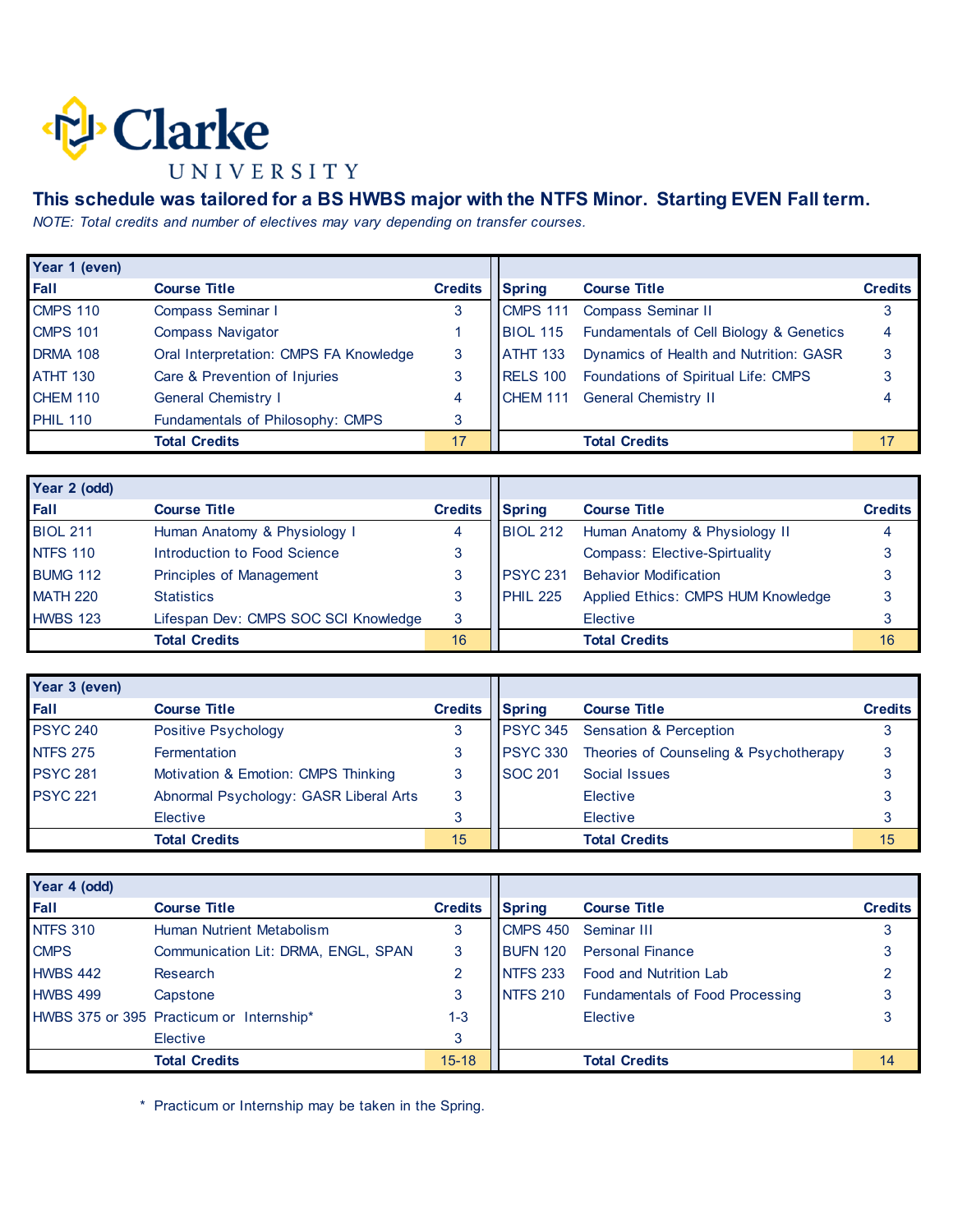Clarke University

## This schedule was tailored for a BS HWBS major with the NTFS Minor. Starting EVEN Fall term.

*NOTE: Total credits and number of electives may vary depending on transfer courses.*

| Year 1 (even) | | | | | |
|---|---|---|---|---|---|
| **Fall** | **Course Title** | **Credits** | **Spring** | **Course Title** | **Credits** |
| CMPS 110 | Compass Seminar I | 3 | CMPS 111 | Compass Seminar II | 3 |
| CMPS 101 | Compass Navigator | 1 | BIOL 115 | Fundamentals of Cell Biology & Genetics | 4 |
| DRMA 108 | Oral Interpretation: CMPS FA Knowledge | 3 | ATHT 133 | Dynamics of Health and Nutrition: GASR | 3 |
| ATHT 130 | Care & Prevention of Injuries | 3 | RELS 100 | Foundations of Spiritual Life: CMPS | 3 |
| CHEM 110 | General Chemistry I | 4 | CHEM 111 | General Chemistry II | 4 |
| PHIL 110 | Fundamentals of Philosophy: CMPS | 3 | | | |
| | **Total Credits** | 17 | | **Total Credits** | 17 |

| Year 2 (odd) | | | | | |
|---|---|---|---|---|---|
| **Fall** | **Course Title** | **Credits** | **Spring** | **Course Title** | **Credits** |
| BIOL 211 | Human Anatomy & Physiology I | 4 | BIOL 212 | Human Anatomy & Physiology II | 4 |
| NTFS 110 | Introduction to Food Science | 3 | | Compass: Elective-Spirtuality | 3 |
| BUMG 112 | Principles of Management | 3 | PSYC 231 | Behavior Modification | 3 |
| MATH 220 | Statistics | 3 | PHIL 225 | Applied Ethics: CMPS HUM Knowledge | 3 |
| HWBS 123 | Lifespan Dev: CMPS SOC SCI Knowledge | 3 | | Elective | 3 |
| | **Total Credits** | 16 | | **Total Credits** | 16 |

| Year 3 (even) | | | | | |
|---|---|---|---|---|---|
| **Fall** | **Course Title** | **Credits** | **Spring** | **Course Title** | **Credits** |
| PSYC 240 | Positive Psychology | 3 | PSYC 345 | Sensation & Perception | 3 |
| NTFS 275 | Fermentation | 3 | PSYC 330 | Theories of Counseling & Psychotherapy | 3 |
| PSYC 281 | Motivation & Emotion: CMPS Thinking | 3 | SOC 201 | Social Issues | 3 |
| PSYC 221 | Abnormal Psychology: GASR Liberal Arts | 3 | | Elective | 3 |
| | Elective | 3 | | Elective | 3 |
| | **Total Credits** | 15 | | **Total Credits** | 15 |

| Year 4 (odd) | | | | | |
|---|---|---|---|---|---|
| **Fall** | **Course Title** | **Credits** | **Spring** | **Course Title** | **Credits** |
| NTFS 310 | Human Nutrient Metabolism | 3 | CMPS 450 | Seminar III | 3 |
| CMPS | Communication Lit: DRMA, ENGL, SPAN | 3 | BUFN 120 | Personal Finance | 3 |
| HWBS 442 | Research | 2 | NTFS 233 | Food and Nutrition Lab | 2 |
| HWBS 499 | Capstone | 3 | NTFS 210 | Fundamentals of Food Processing | 3 |
| HWBS 375 or 395 | Practicum or Internship* | 1-3 | | Elective | 3 |
| | Elective | 3 | | | |
| | **Total Credits** | 15-18 | | **Total Credits** | 14 |

\* Practicum or Internship may be taken in the Spring.